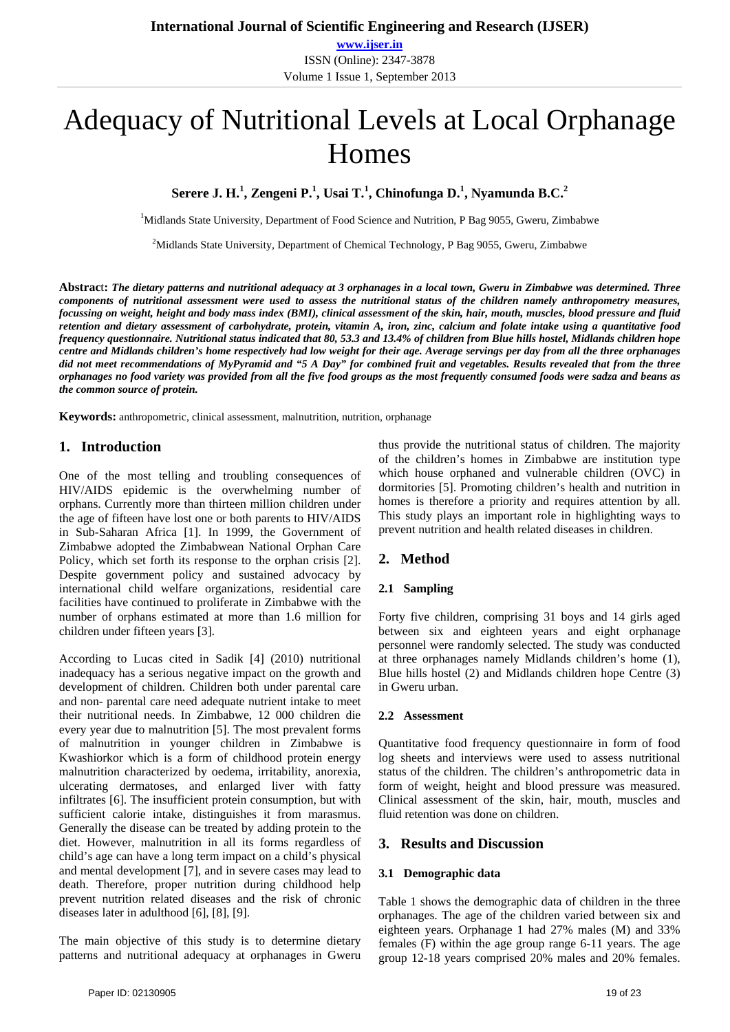# Adequacy of Nutritional Levels at Local Orphanage Homes

**Serere J. H.[1], Zengeni P.[1], Usai T.[1], Chinofunga D.[1], Nyamunda B.C.[2]**

[1]Midlands State University, Department of Food Science and Nutrition, P Bag 9055, Gweru, Zimbabwe

[2]Midlands State University, Department of Chemical Technology, P Bag 9055, Gweru, Zimbabwe

**Abstract:** ***The dietary patterns and nutritional adequacy at 3 orphanages in a local town, Gweru in Zimbabwe was determined. Three components of nutritional assessment were used to assess the nutritional status of the children namely anthropometry measures, focussing on weight, height and body mass index (BMI), clinical assessment of the skin, hair, mouth, muscles, blood pressure and fluid retention and dietary assessment of carbohydrate, protein, vitamin A, iron, zinc, calcium and folate intake using a quantitative food frequency questionnaire. Nutritional status indicated that 80, 53.3 and 13.4% of children from Blue hills hostel, Midlands children hope centre and Midlands children's home respectively had low weight for their age. Average servings per day from all the three orphanages did not meet recommendations of MyPyramid and "5 A Day" for combined fruit and vegetables. Results revealed that from the three orphanages no food variety was provided from all the five food groups as the most frequently consumed foods were sadza and beans as the common source of protein.***

**Keywords:** anthropometric, clinical assessment, malnutrition, nutrition, orphanage

## 1. Introduction

One of the most telling and troubling consequences of HIV/AIDS epidemic is the overwhelming number of orphans. Currently more than thirteen million children under the age of fifteen have lost one or both parents to HIV/AIDS in Sub-Saharan Africa [1]. In 1999, the Government of Zimbabwe adopted the Zimbabwean National Orphan Care Policy, which set forth its response to the orphan crisis [2]. Despite government policy and sustained advocacy by international child welfare organizations, residential care facilities have continued to proliferate in Zimbabwe with the number of orphans estimated at more than 1.6 million for children under fifteen years [3].

According to Lucas cited in Sadik [4] (2010) nutritional inadequacy has a serious negative impact on the growth and development of children. Children both under parental care and non- parental care need adequate nutrient intake to meet their nutritional needs. In Zimbabwe, 12 000 children die every year due to malnutrition [5]. The most prevalent forms of malnutrition in younger children in Zimbabwe is Kwashiorkor which is a form of childhood protein energy malnutrition characterized by oedema, irritability, anorexia, ulcerating dermatoses, and enlarged liver with fatty infiltrates [6]. The insufficient protein consumption, but with sufficient calorie intake, distinguishes it from marasmus. Generally the disease can be treated by adding protein to the diet. However, malnutrition in all its forms regardless of child's age can have a long term impact on a child's physical and mental development [7], and in severe cases may lead to death. Therefore, proper nutrition during childhood help prevent nutrition related diseases and the risk of chronic diseases later in adulthood [6], [8], [9].

The main objective of this study is to determine dietary patterns and nutritional adequacy at orphanages in Gweru thus provide the nutritional status of children. The majority of the children's homes in Zimbabwe are institution type which house orphaned and vulnerable children (OVC) in dormitories [5]. Promoting children's health and nutrition in homes is therefore a priority and requires attention by all. This study plays an important role in highlighting ways to prevent nutrition and health related diseases in children.

## 2. Method

### 2.1 Sampling

Forty five children, comprising 31 boys and 14 girls aged between six and eighteen years and eight orphanage personnel were randomly selected. The study was conducted at three orphanages namely Midlands children's home (1), Blue hills hostel (2) and Midlands children hope Centre (3) in Gweru urban.

### 2.2 Assessment

Quantitative food frequency questionnaire in form of food log sheets and interviews were used to assess nutritional status of the children. The children's anthropometric data in form of weight, height and blood pressure was measured. Clinical assessment of the skin, hair, mouth, muscles and fluid retention was done on children.

## 3. Results and Discussion

### 3.1 Demographic data

Table 1 shows the demographic data of children in the three orphanages. The age of the children varied between six and eighteen years. Orphanage 1 had 27% males (M) and 33% females (F) within the age group range 6-11 years. The age group 12-18 years comprised 20% males and 20% females.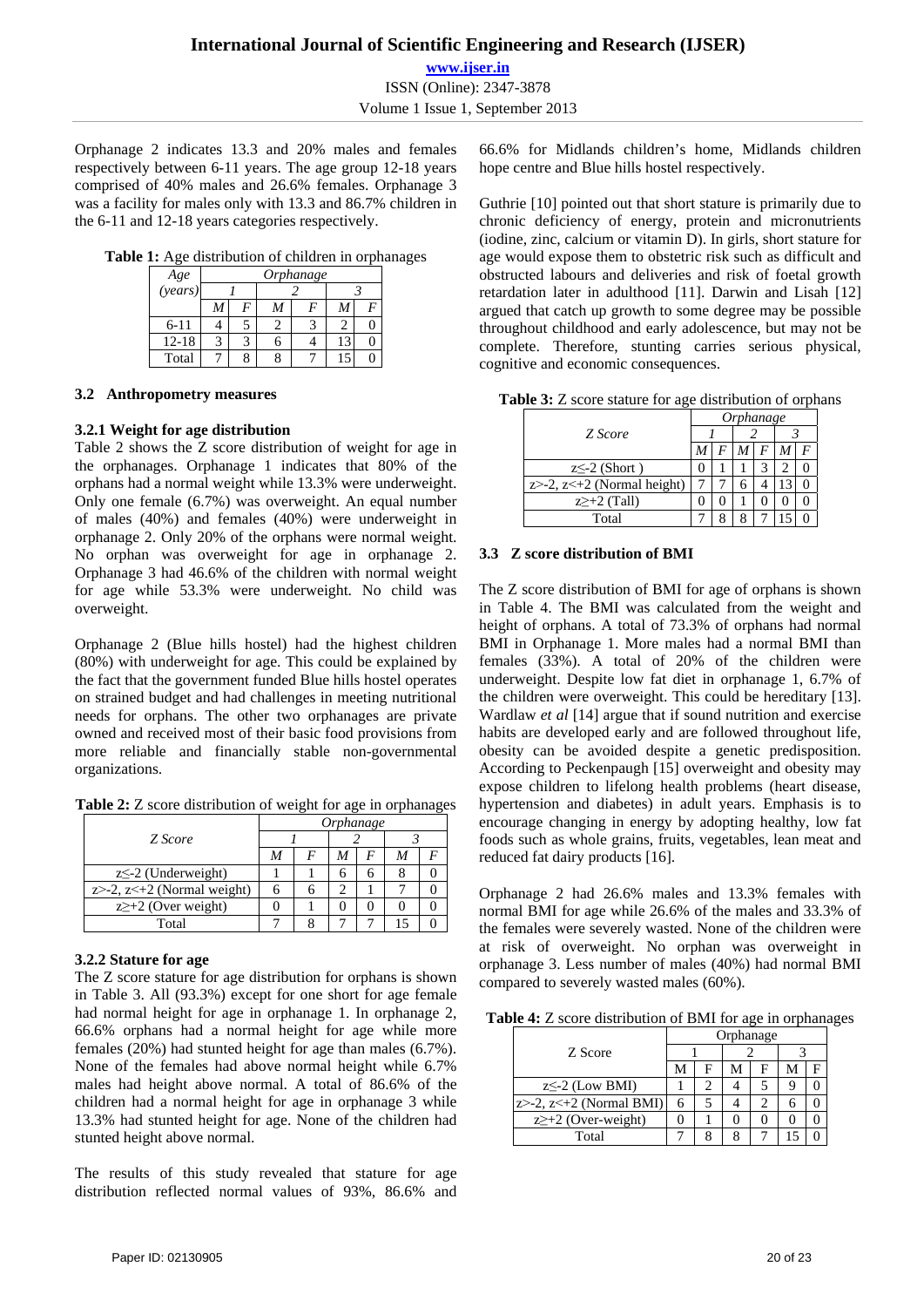Orphanage 2 indicates 13.3 and 20% males and females respectively between 6-11 years. The age group 12-18 years comprised of 40% males and 26.6% females. Orphanage 3 was a facility for males only with 13.3 and 86.7% children in the 6-11 and 12-18 years categories respectively.

**Table 1:** Age distribution of children in orphanages

| *Age (years)* | *Orphanage* | | | | | |
|---|---|---|---|---|---|---|
| | *1* | | *2* | | *3* | |
| | *M* | *F* | *M* | *F* | *M* | *F* |
| 6-11 | 4 | 5 | 2 | 3 | 2 | 0 |
| 12-18 | 3 | 3 | 6 | 4 | 13 | 0 |
| Total | 7 | 8 | 8 | 7 | 15 | 0 |

### 3.2 Anthropometry measures

#### 3.2.1 Weight for age distribution

Table 2 shows the Z score distribution of weight for age in the orphanages. Orphanage 1 indicates that 80% of the orphans had a normal weight while 13.3% were underweight. Only one female (6.7%) was overweight. An equal number of males (40%) and females (40%) were underweight in orphanage 2. Only 20% of the orphans were normal weight. No orphan was overweight for age in orphanage 2. Orphanage 3 had 46.6% of the children with normal weight for age while 53.3% were underweight. No child was overweight.

Orphanage 2 (Blue hills hostel) had the highest children (80%) with underweight for age. This could be explained by the fact that the government funded Blue hills hostel operates on strained budget and had challenges in meeting nutritional needs for orphans. The other two orphanages are private owned and received most of their basic food provisions from more reliable and financially stable non-governmental organizations.

**Table 2:** Z score distribution of weight for age in orphanages

| *Z Score* | *Orphanage* | | | | | |
|---|---|---|---|---|---|---|
| | *1* | | *2* | | *3* | |
| | *M* | *F* | *M* | *F* | *M* | *F* |
| z≤-2 (Underweight) | 1 | 1 | 6 | 6 | 8 | 0 |
| z>-2, z<+2 (Normal weight) | 6 | 6 | 2 | 1 | 7 | 0 |
| z≥+2 (Over weight) | 0 | 1 | 0 | 0 | 0 | 0 |
| Total | 7 | 8 | 7 | 7 | 15 | 0 |

#### 3.2.2 Stature for age

The Z score stature for age distribution for orphans is shown in Table 3. All (93.3%) except for one short for age female had normal height for age in orphanage 1. In orphanage 2, 66.6% orphans had a normal height for age while more females (20%) had stunted height for age than males (6.7%). None of the females had above normal height while 6.7% males had height above normal. A total of 86.6% of the children had a normal height for age in orphanage 3 while 13.3% had stunted height for age. None of the children had stunted height above normal.

The results of this study revealed that stature for age distribution reflected normal values of 93%, 86.6% and 66.6% for Midlands children's home, Midlands children hope centre and Blue hills hostel respectively.

Guthrie [10] pointed out that short stature is primarily due to chronic deficiency of energy, protein and micronutrients (iodine, zinc, calcium or vitamin D). In girls, short stature for age would expose them to obstetric risk such as difficult and obstructed labours and deliveries and risk of foetal growth retardation later in adulthood [11]. Darwin and Lisah [12] argued that catch up growth to some degree may be possible throughout childhood and early adolescence, but may not be complete. Therefore, stunting carries serious physical, cognitive and economic consequences.

**Table 3:** Z score stature for age distribution of orphans

| *Z Score* | *Orphanage* | | | | | |
|---|---|---|---|---|---|---|
| | *1* | | *2* | | *3* | |
| | *M* | *F* | *M* | *F* | *M* | *F* |
| z≤-2 (Short ) | 0 | 1 | 1 | 3 | 2 | 0 |
| z>-2, z<+2 (Normal height) | 7 | 7 | 6 | 4 | 13 | 0 |
| z≥+2 (Tall) | 0 | 0 | 1 | 0 | 0 | 0 |
| Total | 7 | 8 | 8 | 7 | 15 | 0 |

### 3.3 Z score distribution of BMI

The Z score distribution of BMI for age of orphans is shown in Table 4. The BMI was calculated from the weight and height of orphans. A total of 73.3% of orphans had normal BMI in Orphanage 1. More males had a normal BMI than females (33%). A total of 20% of the children were underweight. Despite low fat diet in orphanage 1, 6.7% of the children were overweight. This could be hereditary [13]. Wardlaw *et al* [14] argue that if sound nutrition and exercise habits are developed early and are followed throughout life, obesity can be avoided despite a genetic predisposition. According to Peckenpaugh [15] overweight and obesity may expose children to lifelong health problems (heart disease, hypertension and diabetes) in adult years. Emphasis is to encourage changing in energy by adopting healthy, low fat foods such as whole grains, fruits, vegetables, lean meat and reduced fat dairy products [16].

Orphanage 2 had 26.6% males and 13.3% females with normal BMI for age while 26.6% of the males and 33.3% of the females were severely wasted. None of the children were at risk of overweight. No orphan was overweight in orphanage 3. Less number of males (40%) had normal BMI compared to severely wasted males (60%).

**Table 4:** Z score distribution of BMI for age in orphanages

| Z Score | Orphanage | | | | | |
|---|---|---|---|---|---|---|
| | 1 | | 2 | | 3 | |
| | M | F | M | F | M | F |
| z≤-2 (Low BMI) | 1 | 2 | 4 | 5 | 9 | 0 |
| z>-2, z<+2 (Normal BMI) | 6 | 5 | 4 | 2 | 6 | 0 |
| z≥+2 (Over-weight) | 0 | 1 | 0 | 0 | 0 | 0 |
| Total | 7 | 8 | 8 | 7 | 15 | 0 |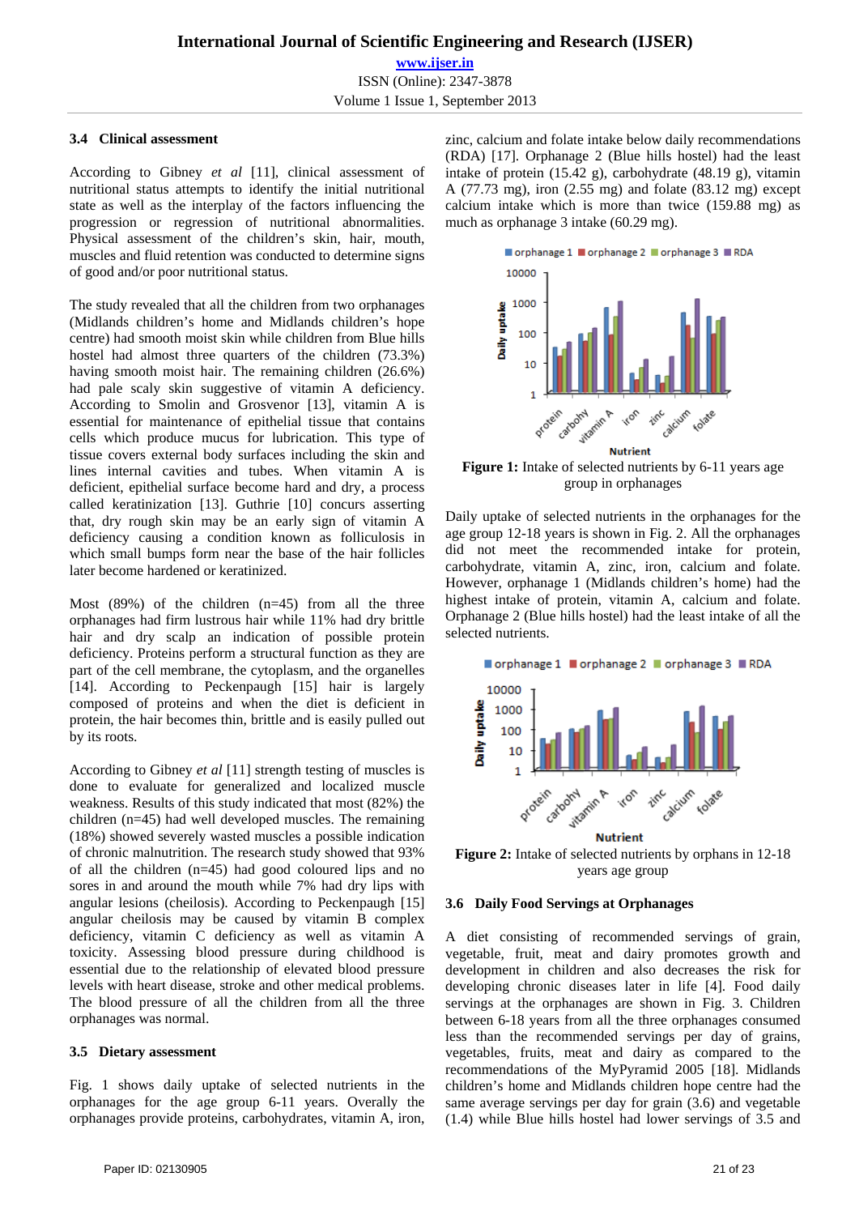### 3.4 Clinical assessment

According to Gibney *et al* [11], clinical assessment of nutritional status attempts to identify the initial nutritional state as well as the interplay of the factors influencing the progression or regression of nutritional abnormalities. Physical assessment of the children's skin, hair, mouth, muscles and fluid retention was conducted to determine signs of good and/or poor nutritional status.

The study revealed that all the children from two orphanages (Midlands children's home and Midlands children's hope centre) had smooth moist skin while children from Blue hills hostel had almost three quarters of the children (73.3%) having smooth moist hair. The remaining children (26.6%) had pale scaly skin suggestive of vitamin A deficiency. According to Smolin and Grosvenor [13], vitamin A is essential for maintenance of epithelial tissue that contains cells which produce mucus for lubrication. This type of tissue covers external body surfaces including the skin and lines internal cavities and tubes. When vitamin A is deficient, epithelial surface become hard and dry, a process called keratinization [13]. Guthrie [10] concurs asserting that, dry rough skin may be an early sign of vitamin A deficiency causing a condition known as folliculosis in which small bumps form near the base of the hair follicles later become hardened or keratinized.

Most (89%) of the children (n=45) from all the three orphanages had firm lustrous hair while 11% had dry brittle hair and dry scalp an indication of possible protein deficiency. Proteins perform a structural function as they are part of the cell membrane, the cytoplasm, and the organelles [14]. According to Peckenpaugh [15] hair is largely composed of proteins and when the diet is deficient in protein, the hair becomes thin, brittle and is easily pulled out by its roots.

According to Gibney *et al* [11] strength testing of muscles is done to evaluate for generalized and localized muscle weakness. Results of this study indicated that most (82%) the children (n=45) had well developed muscles. The remaining (18%) showed severely wasted muscles a possible indication of chronic malnutrition. The research study showed that 93% of all the children (n=45) had good coloured lips and no sores in and around the mouth while 7% had dry lips with angular lesions (cheilosis). According to Peckenpaugh [15] angular cheilosis may be caused by vitamin B complex deficiency, vitamin C deficiency as well as vitamin A toxicity. Assessing blood pressure during childhood is essential due to the relationship of elevated blood pressure levels with heart disease, stroke and other medical problems. The blood pressure of all the children from all the three orphanages was normal.

### 3.5 Dietary assessment

Fig. 1 shows daily uptake of selected nutrients in the orphanages for the age group 6-11 years. Overally the orphanages provide proteins, carbohydrates, vitamin A, iron, zinc, calcium and folate intake below daily recommendations (RDA) [17]. Orphanage 2 (Blue hills hostel) had the least intake of protein (15.42 g), carbohydrate (48.19 g), vitamin A (77.73 mg), iron (2.55 mg) and folate (83.12 mg) except calcium intake which is more than twice (159.88 mg) as much as orphanage 3 intake (60.29 mg).

**Figure 1:** Intake of selected nutrients by 6-11 years age group in orphanages

Daily uptake of selected nutrients in the orphanages for the age group 12-18 years is shown in Fig. 2. All the orphanages did not meet the recommended intake for protein, carbohydrate, vitamin A, zinc, iron, calcium and folate. However, orphanage 1 (Midlands children's home) had the highest intake of protein, vitamin A, calcium and folate. Orphanage 2 (Blue hills hostel) had the least intake of all the selected nutrients.

**Figure 2:** Intake of selected nutrients by orphans in 12-18 years age group

### 3.6 Daily Food Servings at Orphanages

A diet consisting of recommended servings of grain, vegetable, fruit, meat and dairy promotes growth and development in children and also decreases the risk for developing chronic diseases later in life [4]. Food daily servings at the orphanages are shown in Fig. 3. Children between 6-18 years from all the three orphanages consumed less than the recommended servings per day of grains, vegetables, fruits, meat and dairy as compared to the recommendations of the MyPyramid 2005 [18]. Midlands children's home and Midlands children hope centre had the same average servings per day for grain (3.6) and vegetable (1.4) while Blue hills hostel had lower servings of 3.5 and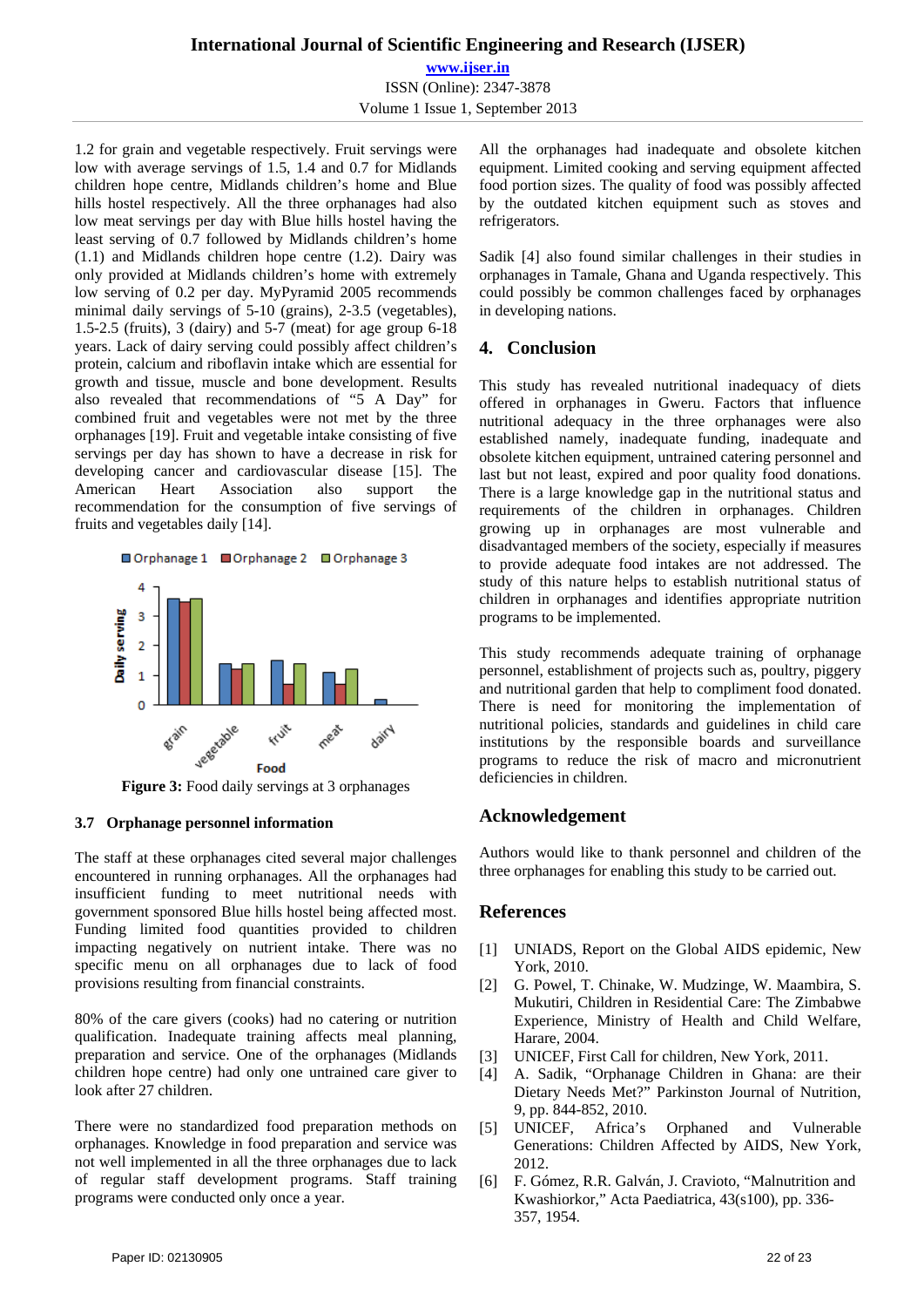1.2 for grain and vegetable respectively. Fruit servings were low with average servings of 1.5, 1.4 and 0.7 for Midlands children hope centre, Midlands children's home and Blue hills hostel respectively. All the three orphanages had also low meat servings per day with Blue hills hostel having the least serving of 0.7 followed by Midlands children's home (1.1) and Midlands children hope centre (1.2). Dairy was only provided at Midlands children's home with extremely low serving of 0.2 per day. MyPyramid 2005 recommends minimal daily servings of 5-10 (grains), 2-3.5 (vegetables), 1.5-2.5 (fruits), 3 (dairy) and 5-7 (meat) for age group 6-18 years. Lack of dairy serving could possibly affect children's protein, calcium and riboflavin intake which are essential for growth and tissue, muscle and bone development. Results also revealed that recommendations of "5 A Day" for combined fruit and vegetables were not met by the three orphanages [19]. Fruit and vegetable intake consisting of five servings per day has shown to have a decrease in risk for developing cancer and cardiovascular disease [15]. The American Heart Association also support the recommendation for the consumption of five servings of fruits and vegetables daily [14].

**Figure 3:** Food daily servings at 3 orphanages

### 3.7 Orphanage personnel information

The staff at these orphanages cited several major challenges encountered in running orphanages. All the orphanages had insufficient funding to meet nutritional needs with government sponsored Blue hills hostel being affected most. Funding limited food quantities provided to children impacting negatively on nutrient intake. There was no specific menu on all orphanages due to lack of food provisions resulting from financial constraints.

80% of the care givers (cooks) had no catering or nutrition qualification. Inadequate training affects meal planning, preparation and service. One of the orphanages (Midlands children hope centre) had only one untrained care giver to look after 27 children.

There were no standardized food preparation methods on orphanages. Knowledge in food preparation and service was not well implemented in all the three orphanages due to lack of regular staff development programs. Staff training programs were conducted only once a year.

All the orphanages had inadequate and obsolete kitchen equipment. Limited cooking and serving equipment affected food portion sizes. The quality of food was possibly affected by the outdated kitchen equipment such as stoves and refrigerators.

Sadik [4] also found similar challenges in their studies in orphanages in Tamale, Ghana and Uganda respectively. This could possibly be common challenges faced by orphanages in developing nations.

## 4. Conclusion

This study has revealed nutritional inadequacy of diets offered in orphanages in Gweru. Factors that influence nutritional adequacy in the three orphanages were also established namely, inadequate funding, inadequate and obsolete kitchen equipment, untrained catering personnel and last but not least, expired and poor quality food donations. There is a large knowledge gap in the nutritional status and requirements of the children in orphanages. Children growing up in orphanages are most vulnerable and disadvantaged members of the society, especially if measures to provide adequate food intakes are not addressed. The study of this nature helps to establish nutritional status of children in orphanages and identifies appropriate nutrition programs to be implemented.

This study recommends adequate training of orphanage personnel, establishment of projects such as, poultry, piggery and nutritional garden that help to compliment food donated. There is need for monitoring the implementation of nutritional policies, standards and guidelines in child care institutions by the responsible boards and surveillance programs to reduce the risk of macro and micronutrient deficiencies in children.

## Acknowledgement

Authors would like to thank personnel and children of the three orphanages for enabling this study to be carried out.

## References

[1] UNIADS, Report on the Global AIDS epidemic, New York, 2010.

[2] G. Powel, T. Chinake, W. Mudzinge, W. Maambira, S. Mukutiri, Children in Residential Care: The Zimbabwe Experience, Ministry of Health and Child Welfare, Harare, 2004.

[3] UNICEF, First Call for children, New York, 2011.

[4] A. Sadik, "Orphanage Children in Ghana: are their Dietary Needs Met?" Parkinston Journal of Nutrition, 9, pp. 844-852, 2010.

[5] UNICEF, Africa's Orphaned and Vulnerable Generations: Children Affected by AIDS, New York, 2012.

[6] F. Gómez, R.R. Galván, J. Cravioto, "Malnutrition and Kwashiorkor," Acta Paediatrica, 43(s100), pp. 336-357, 1954.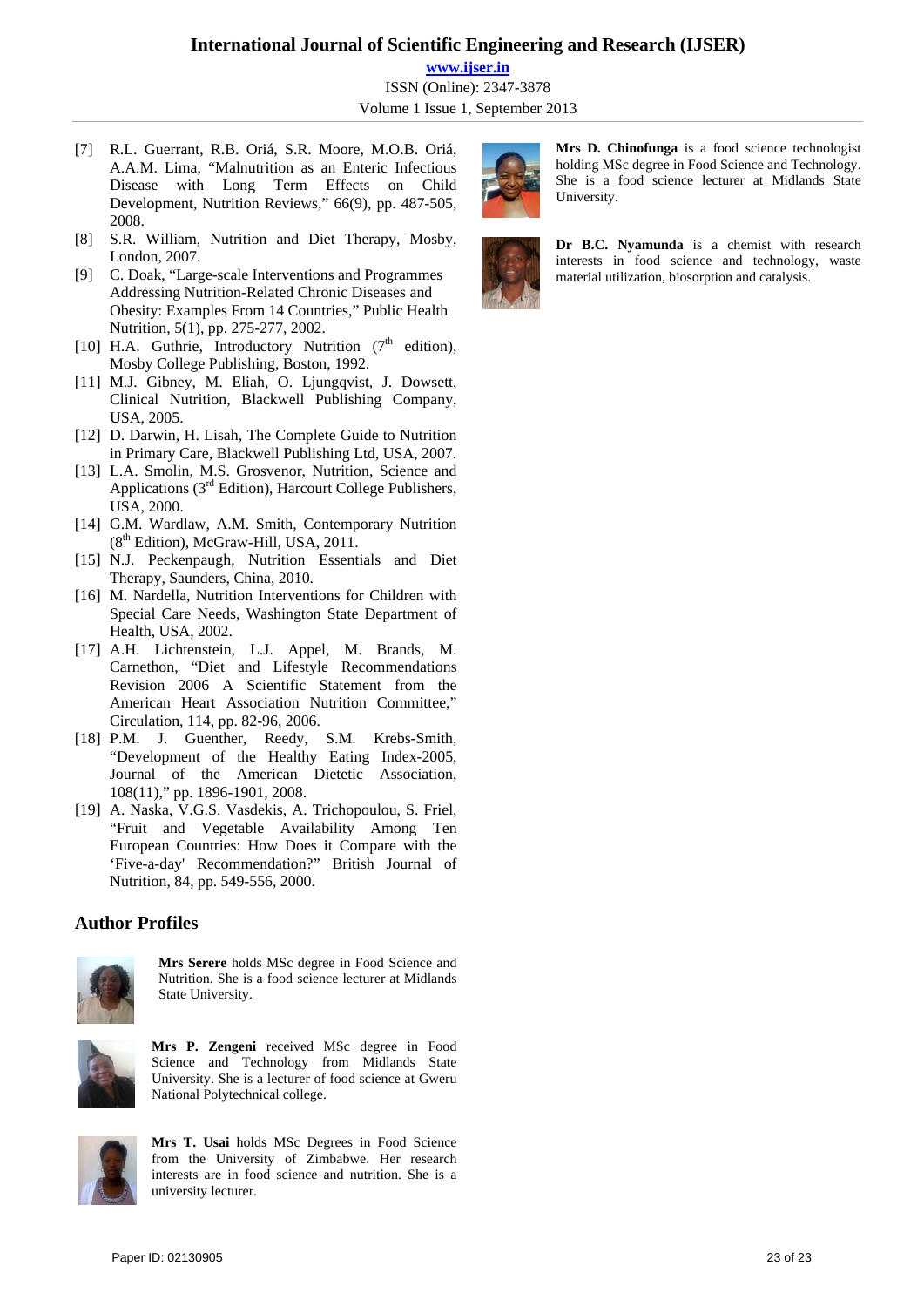[7] R.L. Guerrant, R.B. Oriá, S.R. Moore, M.O.B. Oriá, A.A.M. Lima, "Malnutrition as an Enteric Infectious Disease with Long Term Effects on Child Development, Nutrition Reviews," 66(9), pp. 487-505, 2008.

[8] S.R. William, Nutrition and Diet Therapy, Mosby, London, 2007.

[9] C. Doak, "Large-scale Interventions and Programmes Addressing Nutrition-Related Chronic Diseases and Obesity: Examples From 14 Countries," Public Health Nutrition, 5(1), pp. 275-277, 2002.

[10] H.A. Guthrie, Introductory Nutrition (7th edition), Mosby College Publishing, Boston, 1992.

[11] M.J. Gibney, M. Eliah, O. Ljungqvist, J. Dowsett, Clinical Nutrition, Blackwell Publishing Company, USA, 2005.

[12] D. Darwin, H. Lisah, The Complete Guide to Nutrition in Primary Care, Blackwell Publishing Ltd, USA, 2007.

[13] L.A. Smolin, M.S. Grosvenor, Nutrition, Science and Applications (3rd Edition), Harcourt College Publishers, USA, 2000.

[14] G.M. Wardlaw, A.M. Smith, Contemporary Nutrition (8th Edition), McGraw-Hill, USA, 2011.

[15] N.J. Peckenpaugh, Nutrition Essentials and Diet Therapy, Saunders, China, 2010.

[16] M. Nardella, Nutrition Interventions for Children with Special Care Needs, Washington State Department of Health, USA, 2002.

[17] A.H. Lichtenstein, L.J. Appel, M. Brands, M. Carnethon, "Diet and Lifestyle Recommendations Revision 2006 A Scientific Statement from the American Heart Association Nutrition Committee," Circulation, 114, pp. 82-96, 2006.

[18] P.M. J. Guenther, Reedy, S.M. Krebs-Smith, "Development of the Healthy Eating Index-2005, Journal of the American Dietetic Association, 108(11)," pp. 1896-1901, 2008.

[19] A. Naska, V.G.S. Vasdekis, A. Trichopoulou, S. Friel, "Fruit and Vegetable Availability Among Ten European Countries: How Does it Compare with the 'Five-a-day' Recommendation?" British Journal of Nutrition, 84, pp. 549-556, 2000.

## Author Profiles

**Mrs Serere** holds MSc degree in Food Science and Nutrition. She is a food science lecturer at Midlands State University.

**Mrs P. Zengeni** received MSc degree in Food Science and Technology from Midlands State University. She is a lecturer of food science at Gweru National Polytechnical college.

**Mrs T. Usai** holds MSc Degrees in Food Science from the University of Zimbabwe. Her research interests are in food science and nutrition. She is a university lecturer.

**Mrs D. Chinofunga** is a food science technologist holding MSc degree in Food Science and Technology. She is a food science lecturer at Midlands State University.

**Dr B.C. Nyamunda** is a chemist with research interests in food science and technology, waste material utilization, biosorption and catalysis.